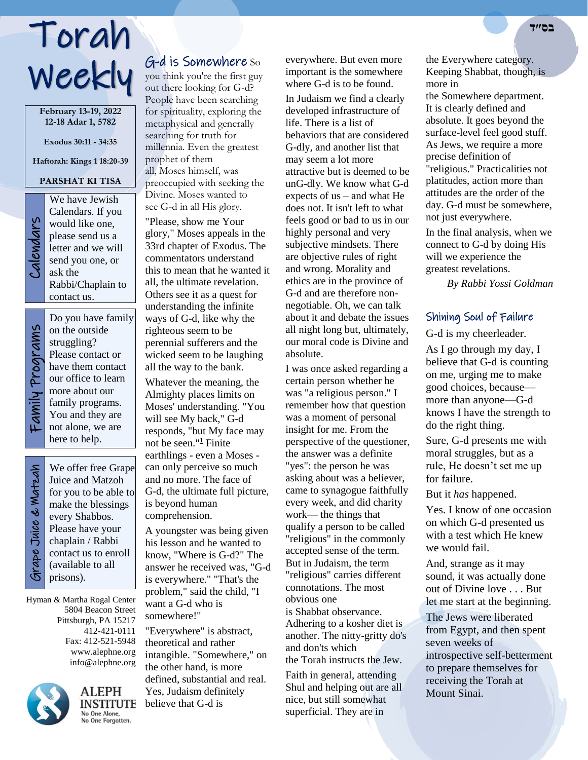בס״ד

# Torah Weekly

**February 13-19, 2022**
**12-18 Adar 1, 5782**

**Exodus 30:11 - 34:35**

**Haftorah: Kings 1 18:20-39**

**PARSHAT KI TISA**

## Calendars

We have Jewish Calendars. If you would like one, please send us a letter and we will send you one, or ask the Rabbi/Chaplain to contact us.

## Family Programs

Do you have family on the outside struggling? Please contact or have them contact our office to learn more about our family programs. You and they are not alone, we are here to help.

## Grape Juice & Matzah

We offer free Grape Juice and Matzoh for you to be able to make the blessings every Shabbos. Please have your chaplain / Rabbi contact us to enroll (available to all prisons).

Hyman & Martha Rogal Center
5804 Beacon Street
Pittsburgh, PA 15217
412-421-0111
Fax: 412-521-5948
www.alephne.org
info@alephne.org

ALEPH INSTITUTE
No One Alone,
No One Forgotten.

## G-d is Somewhere

So you think you're the first guy out there looking for G-d? People have been searching for spirituality, exploring the metaphysical and generally searching for truth for millennia. Even the greatest prophet of them all, Moses himself, was preoccupied with seeking the Divine. Moses wanted to see G-d in all His glory.

"Please, show me Your glory," Moses appeals in the 33rd chapter of Exodus. The commentators understand this to mean that he wanted it all, the ultimate revelation. Others see it as a quest for understanding the infinite ways of G-d, like why the righteous seem to be perennial sufferers and the wicked seem to be laughing all the way to the bank.

Whatever the meaning, the Almighty places limits on Moses' understanding. "You will see My back," G-d responds, "but My face may not be seen."[1] Finite earthlings - even a Moses - can only perceive so much and no more. The face of G-d, the ultimate full picture, is beyond human comprehension.

A youngster was being given his lesson and he wanted to know, "Where is G-d?" The answer he received was, "G-d is everywhere." "That's the problem," said the child, "I want a G-d who is somewhere!"

"Everywhere" is abstract, theoretical and rather intangible. "Somewhere," on the other hand, is more defined, substantial and real. Yes, Judaism definitely believe that G-d is everywhere. But even more important is the somewhere where G-d is to be found.

In Judaism we find a clearly developed infrastructure of life. There is a list of behaviors that are considered G-dly, and another list that may seem a lot more attractive but is deemed to be unG-dly. We know what G-d expects of us – and what He does not. It isn't left to what feels good or bad to us in our highly personal and very subjective mindsets. There are objective rules of right and wrong. Morality and ethics are in the province of G-d and are therefore non-negotiable. Oh, we can talk about it and debate the issues all night long but, ultimately, our moral code is Divine and absolute.

I was once asked regarding a certain person whether he was "a religious person." I remember how that question was a moment of personal insight for me. From the perspective of the questioner, the answer was a definite "yes": the person he was asking about was a believer, came to synagogue faithfully every week, and did charity work— the things that qualify a person to be called "religious" in the commonly accepted sense of the term. But in Judaism, the term "religious" carries different connotations. The most obvious one is Shabbat observance. Adhering to a kosher diet is another. The nitty-gritty do's and don'ts which the Torah instructs the Jew.

Faith in general, attending Shul and helping out are all nice, but still somewhat superficial. They are in the Everywhere category. Keeping Shabbat, though, is more in the Somewhere department. It is clearly defined and absolute. It goes beyond the surface-level feel good stuff. As Jews, we require a more precise definition of "religious." Practicalities not platitudes, action more than attitudes are the order of the day. G-d must be somewhere, not just everywhere.

In the final analysis, when we connect to G-d by doing His will we experience the greatest revelations.

*By Rabbi Yossi Goldman*

## Shining Soul of Failure

G-d is my cheerleader.

As I go through my day, I believe that G-d is counting on me, urging me to make good choices, because—more than anyone—G-d knows I have the strength to do the right thing.

Sure, G-d presents me with moral struggles, but as a rule, He doesn't set me up for failure.

But it *has* happened.

Yes. I know of one occasion on which G-d presented us with a test which He knew we would fail.

And, strange as it may sound, it was actually done out of Divine love . . . But let me start at the beginning.

The Jews were liberated from Egypt, and then spent seven weeks of introspective self-betterment to prepare themselves for receiving the Torah at Mount Sinai.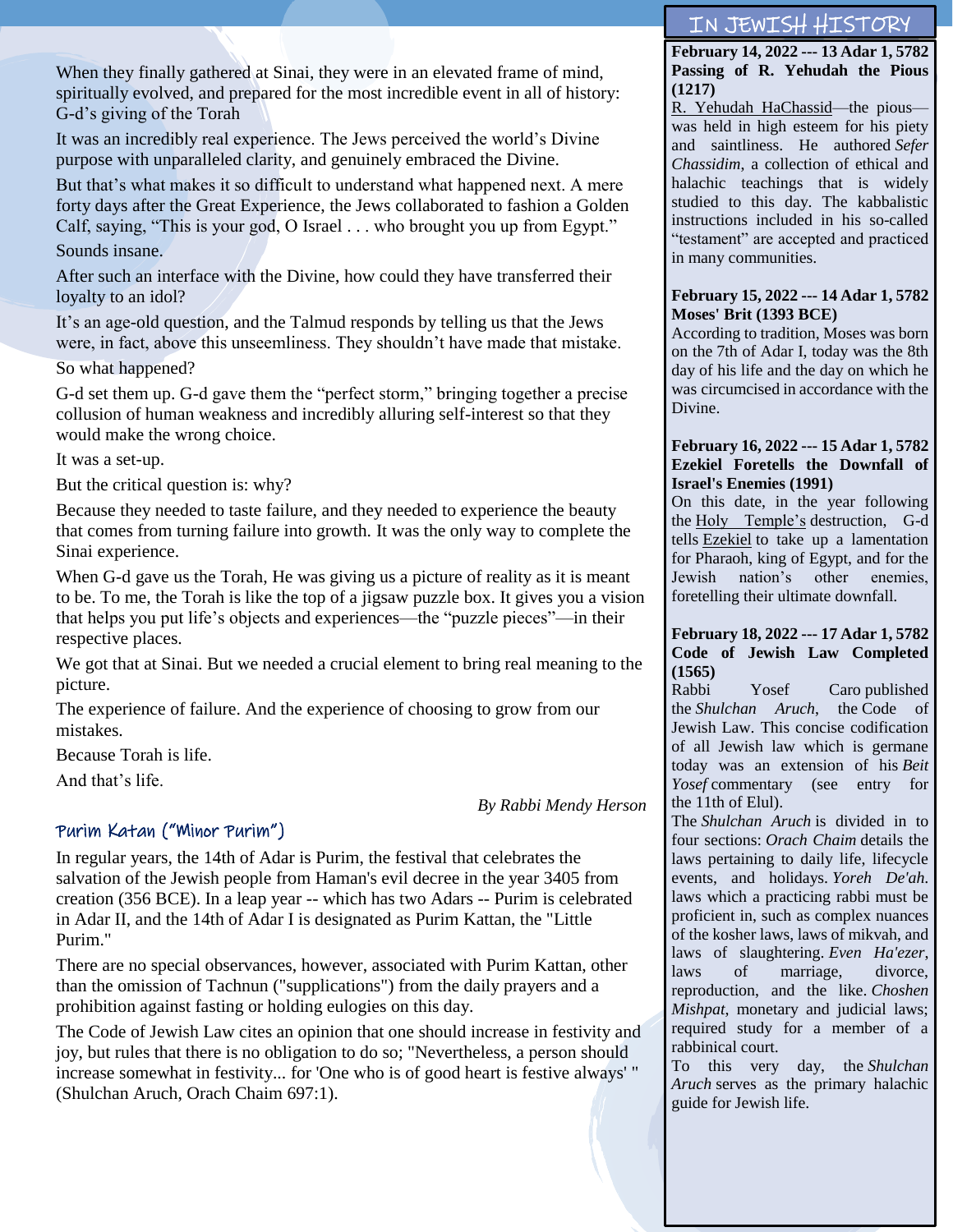When they finally gathered at Sinai, they were in an elevated frame of mind, spiritually evolved, and prepared for the most incredible event in all of history: G-d's giving of the Torah

It was an incredibly real experience. The Jews perceived the world's Divine purpose with unparalleled clarity, and genuinely embraced the Divine.

But that's what makes it so difficult to understand what happened next. A mere forty days after the Great Experience, the Jews collaborated to fashion a Golden Calf, saying, "This is your god, O Israel . . . who brought you up from Egypt."

Sounds insane.

After such an interface with the Divine, how could they have transferred their loyalty to an idol?

It's an age-old question, and the Talmud responds by telling us that the Jews were, in fact, above this unseemliness. They shouldn't have made that mistake.

So what happened?

G-d set them up. G-d gave them the "perfect storm," bringing together a precise collusion of human weakness and incredibly alluring self-interest so that they would make the wrong choice.

It was a set-up.

But the critical question is: why?

Because they needed to taste failure, and they needed to experience the beauty that comes from turning failure into growth. It was the only way to complete the Sinai experience.

When G-d gave us the Torah, He was giving us a picture of reality as it is meant to be. To me, the Torah is like the top of a jigsaw puzzle box. It gives you a vision that helps you put life's objects and experiences—the "puzzle pieces"—in their respective places.

We got that at Sinai. But we needed a crucial element to bring real meaning to the picture.

The experience of failure. And the experience of choosing to grow from our mistakes.

Because Torah is life.

And that's life.

*By Rabbi Mendy Herson*

## Purim Katan ("Minor Purim")

In regular years, the 14th of Adar is Purim, the festival that celebrates the salvation of the Jewish people from Haman's evil decree in the year 3405 from creation (356 BCE). In a leap year -- which has two Adars -- Purim is celebrated in Adar II, and the 14th of Adar I is designated as Purim Kattan, the "Little Purim."

There are no special observances, however, associated with Purim Kattan, other than the omission of Tachnun ("supplications") from the daily prayers and a prohibition against fasting or holding eulogies on this day.

The Code of Jewish Law cites an opinion that one should increase in festivity and joy, but rules that there is no obligation to do so; "Nevertheless, a person should increase somewhat in festivity... for 'One who is of good heart is festive always' " (Shulchan Aruch, Orach Chaim 697:1).

## IN JEWISH HISTORY

**February 14, 2022 --- 13 Adar 1, 5782**
**Passing of R. Yehudah the Pious (1217)**

R. Yehudah HaChassid—the pious—was held in high esteem for his piety and saintliness. He authored *Sefer Chassidim*, a collection of ethical and halachic teachings that is widely studied to this day. The kabbalistic instructions included in his so-called "testament" are accepted and practiced in many communities.

**February 15, 2022 --- 14 Adar 1, 5782**
**Moses' Brit (1393 BCE)**

According to tradition, Moses was born on the 7th of Adar I, today was the 8th day of his life and the day on which he was circumcised in accordance with the Divine.

**February 16, 2022 --- 15 Adar 1, 5782**
**Ezekiel Foretells the Downfall of Israel's Enemies (1991)**

On this date, in the year following the Holy Temple's destruction, G-d tells Ezekiel to take up a lamentation for Pharaoh, king of Egypt, and for the Jewish nation's other enemies, foretelling their ultimate downfall.

**February 18, 2022 --- 17 Adar 1, 5782**
**Code of Jewish Law Completed (1565)**

Rabbi Yosef Caro published the *Shulchan Aruch*, the Code of Jewish Law. This concise codification of all Jewish law which is germane today was an extension of his *Beit Yosef* commentary (see entry for the 11th of Elul).

The *Shulchan Aruch* is divided in to four sections: *Orach Chaim* details the laws pertaining to daily life, lifecycle events, and holidays. *Yoreh De'ah*. laws which a practicing rabbi must be proficient in, such as complex nuances of the kosher laws, laws of mikvah, and laws of slaughtering. *Even Ha'ezer*, laws of marriage, divorce, reproduction, and the like. *Choshen Mishpat*, monetary and judicial laws; required study for a member of a rabbinical court.

To this very day, the *Shulchan Aruch* serves as the primary halachic guide for Jewish life.